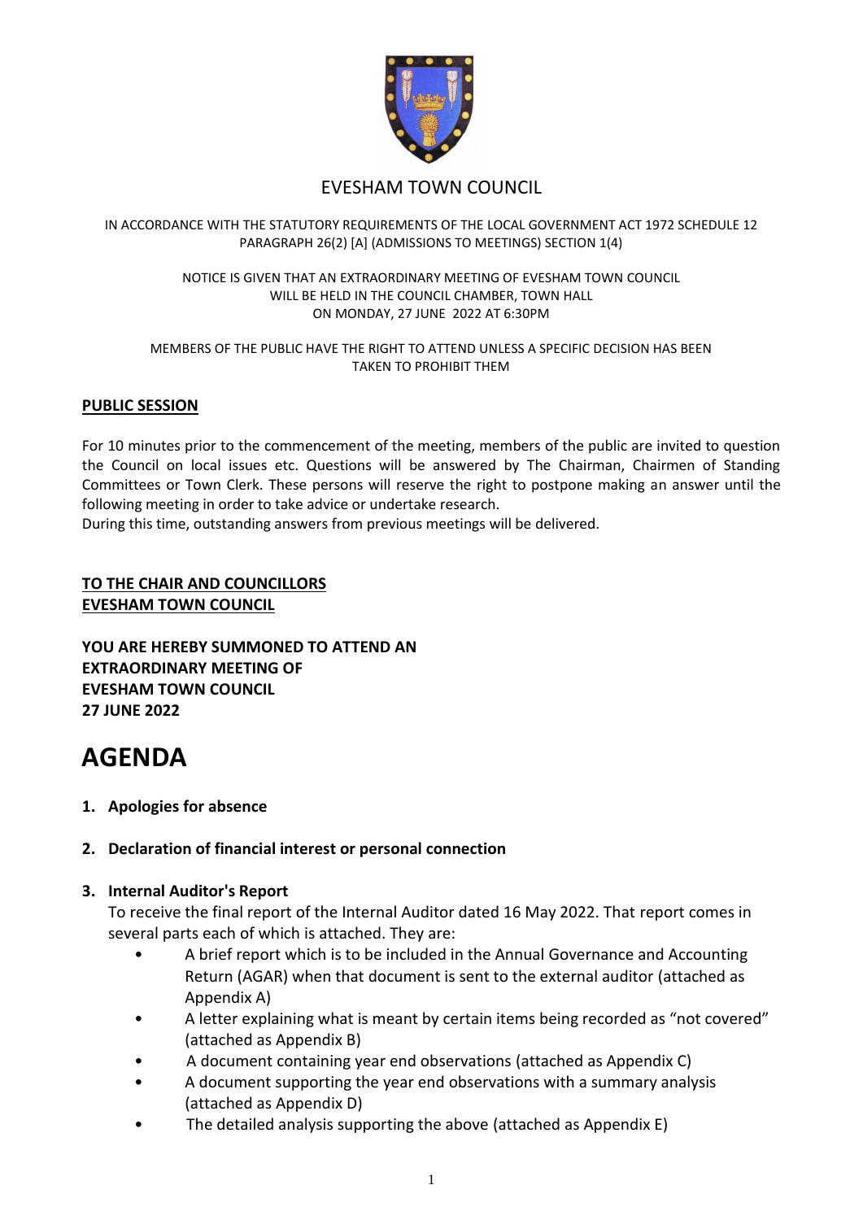# EVESHAM TOWN COUNCIL

IN ACCORDANCE WITH THE STATUTORY REQUIREMENTS OF THE LOCAL GOVERNMENT ACT 1972 SCHEDULE 12 PARAGRAPH 26(2) [A] (ADMISSIONS TO MEETINGS) SECTION 1(4)

NOTICE IS GIVEN THAT AN EXTRAORDINARY MEETING OF EVESHAM TOWN COUNCIL WILL BE HELD IN THE COUNCIL CHAMBER, TOWN HALL ON MONDAY, 27 JUNE 2022 AT 6:30PM

MEMBERS OF THE PUBLIC HAVE THE RIGHT TO ATTEND UNLESS A SPECIFIC DECISION HAS BEEN TAKEN TO PROHIBIT THEM

**PUBLIC SESSION**

For 10 minutes prior to the commencement of the meeting, members of the public are invited to question the Council on local issues etc. Questions will be answered by The Chairman, Chairmen of Standing Committees or Town Clerk. These persons will reserve the right to postpone making an answer until the following meeting in order to take advice or undertake research.
During this time, outstanding answers from previous meetings will be delivered.

**TO THE CHAIR AND COUNCILLORS**
**EVESHAM TOWN COUNCIL**

**YOU ARE HEREBY SUMMONED TO ATTEND AN EXTRAORDINARY MEETING OF EVESHAM TOWN COUNCIL 27 JUNE 2022**

# AGENDA

1. **Apologies for absence**

2. **Declaration of financial interest or personal connection**

3. **Internal Auditor's Report**
   To receive the final report of the Internal Auditor dated 16 May 2022. That report comes in several parts each of which is attached. They are:
   - A brief report which is to be included in the Annual Governance and Accounting Return (AGAR) when that document is sent to the external auditor (attached as Appendix A)
   - A letter explaining what is meant by certain items being recorded as "not covered" (attached as Appendix B)
   - A document containing year end observations (attached as Appendix C)
   - A document supporting the year end observations with a summary analysis (attached as Appendix D)
   - The detailed analysis supporting the above (attached as Appendix E)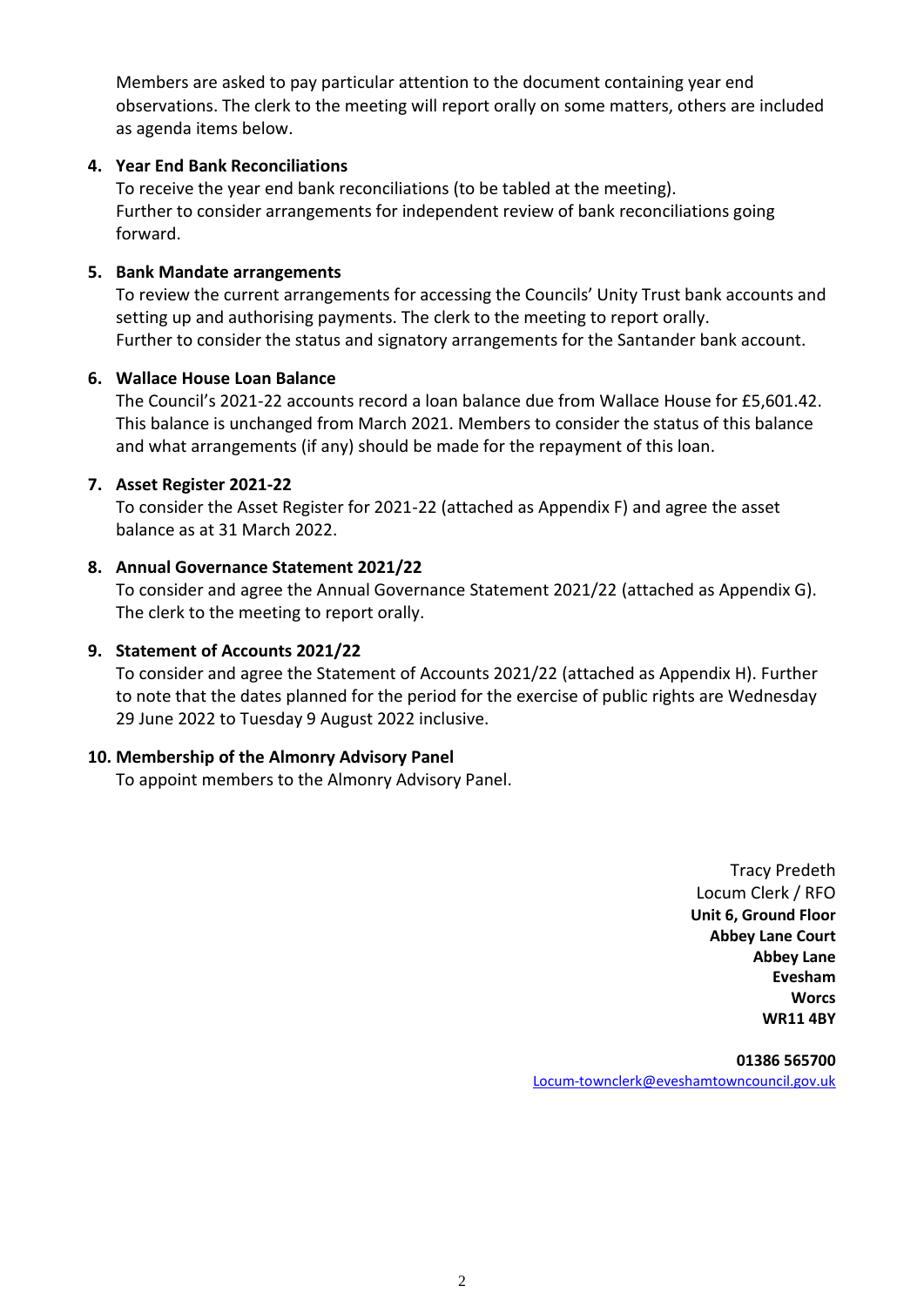Members are asked to pay particular attention to the document containing year end observations. The clerk to the meeting will report orally on some matters, others are included as agenda items below.

**4. Year End Bank Reconciliations**

To receive the year end bank reconciliations (to be tabled at the meeting).
Further to consider arrangements for independent review of bank reconciliations going forward.

**5. Bank Mandate arrangements**

To review the current arrangements for accessing the Councils' Unity Trust bank accounts and setting up and authorising payments. The clerk to the meeting to report orally.
Further to consider the status and signatory arrangements for the Santander bank account.

**6. Wallace House Loan Balance**

The Council's 2021-22 accounts record a loan balance due from Wallace House for £5,601.42. This balance is unchanged from March 2021. Members to consider the status of this balance and what arrangements (if any) should be made for the repayment of this loan.

**7. Asset Register 2021-22**

To consider the Asset Register for 2021-22 (attached as Appendix F) and agree the asset balance as at 31 March 2022.

**8. Annual Governance Statement 2021/22**

To consider and agree the Annual Governance Statement 2021/22 (attached as Appendix G). The clerk to the meeting to report orally.

**9. Statement of Accounts 2021/22**

To consider and agree the Statement of Accounts 2021/22 (attached as Appendix H). Further to note that the dates planned for the period for the exercise of public rights are Wednesday 29 June 2022 to Tuesday 9 August 2022 inclusive.

**10. Membership of the Almonry Advisory Panel**

To appoint members to the Almonry Advisory Panel.

Tracy Predeth
Locum Clerk / RFO
**Unit 6, Ground Floor**
**Abbey Lane Court**
**Abbey Lane**
**Evesham**
**Worcs**
**WR11 4BY**

**01386 565700**
Locum-townclerk@eveshamtowncouncil.gov.uk